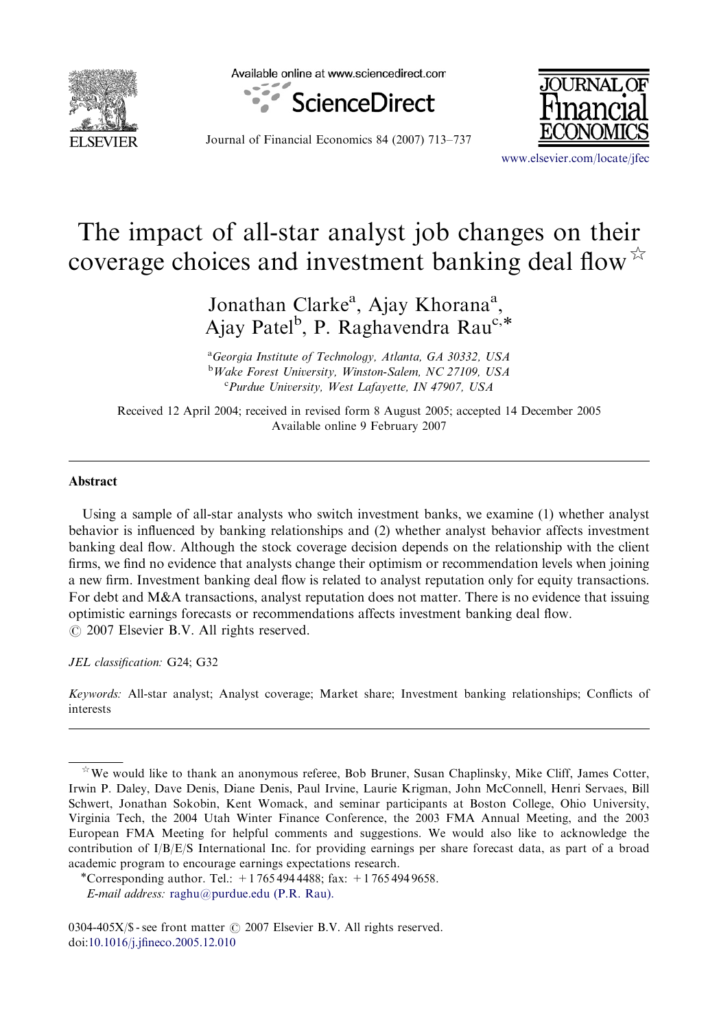# The impact of all-star analyst job changes on their coverage choices and investment banking deal flow ☆

Jonathan Clarke[a], Ajay Khorana[a], Ajay Patel[b], P. Raghavendra Rau[c,*]

[a]*Georgia Institute of Technology, Atlanta, GA 30332, USA*
[b]*Wake Forest University, Winston-Salem, NC 27109, USA*
[c]*Purdue University, West Lafayette, IN 47907, USA*

Received 12 April 2004; received in revised form 8 August 2005; accepted 14 December 2005
Available online 9 February 2007

## Abstract

Using a sample of all-star analysts who switch investment banks, we examine (1) whether analyst behavior is influenced by banking relationships and (2) whether analyst behavior affects investment banking deal flow. Although the stock coverage decision depends on the relationship with the client firms, we find no evidence that analysts change their optimism or recommendation levels when joining a new firm. Investment banking deal flow is related to analyst reputation only for equity transactions. For debt and M&A transactions, analyst reputation does not matter. There is no evidence that issuing optimistic earnings forecasts or recommendations affects investment banking deal flow.
© 2007 Elsevier B.V. All rights reserved.

*JEL classification:* G24; G32

*Keywords:* All-star analyst; Analyst coverage; Market share; Investment banking relationships; Conflicts of interests

---

☆We would like to thank an anonymous referee, Bob Bruner, Susan Chaplinsky, Mike Cliff, James Cotter, Irwin P. Daley, Dave Denis, Diane Denis, Paul Irvine, Laurie Krigman, John McConnell, Henri Servaes, Bill Schwert, Jonathan Sokobin, Kent Womack, and seminar participants at Boston College, Ohio University, Virginia Tech, the 2004 Utah Winter Finance Conference, the 2003 FMA Annual Meeting, and the 2003 European FMA Meeting for helpful comments and suggestions. We would also like to acknowledge the contribution of I/B/E/S International Inc. for providing earnings per share forecast data, as part of a broad academic program to encourage earnings expectations research.

*Corresponding author. Tel.: +1 765 494 4488; fax: +1 765 494 9658.
*E-mail address:* raghu@purdue.edu (P.R. Rau).

0304-405X/$ - see front matter © 2007 Elsevier B.V. All rights reserved.
doi:10.1016/j.jfineco.2005.12.010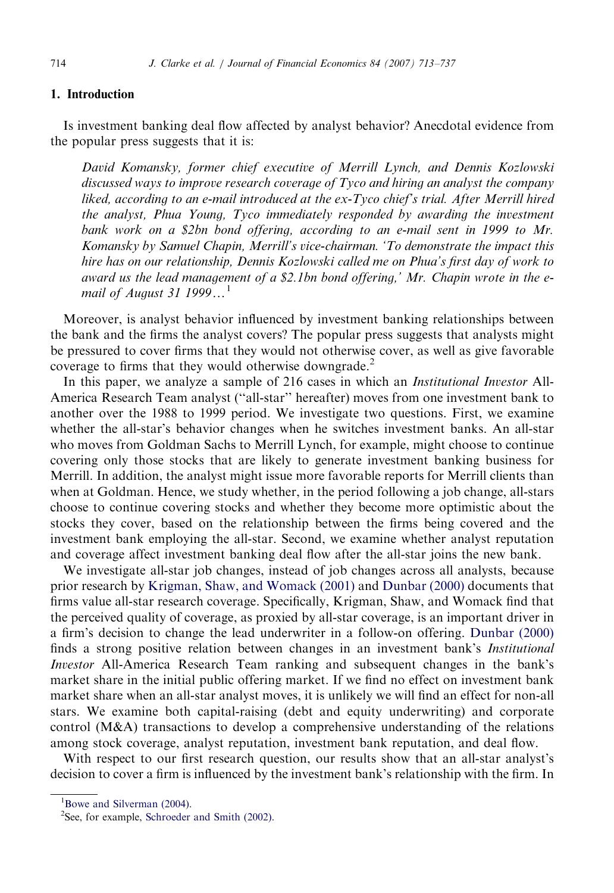## 1. Introduction

Is investment banking deal flow affected by analyst behavior? Anecdotal evidence from the popular press suggests that it is:

> *David Komansky, former chief executive of Merrill Lynch, and Dennis Kozlowski discussed ways to improve research coverage of Tyco and hiring an analyst the company liked, according to an e-mail introduced at the ex-Tyco chief's trial. After Merrill hired the analyst, Phua Young, Tyco immediately responded by awarding the investment bank work on a $2bn bond offering, according to an e-mail sent in 1999 to Mr. Komansky by Samuel Chapin, Merrill's vice-chairman. 'To demonstrate the impact this hire has on our relationship, Dennis Kozlowski called me on Phua's first day of work to award us the lead management of a $2.1bn bond offering,' Mr. Chapin wrote in the e-mail of August 31 1999…*[1]

Moreover, is analyst behavior influenced by investment banking relationships between the bank and the firms the analyst covers? The popular press suggests that analysts might be pressured to cover firms that they would not otherwise cover, as well as give favorable coverage to firms that they would otherwise downgrade.[2]

In this paper, we analyze a sample of 216 cases in which an *Institutional Investor* All-America Research Team analyst ("all-star" hereafter) moves from one investment bank to another over the 1988 to 1999 period. We investigate two questions. First, we examine whether the all-star's behavior changes when he switches investment banks. An all-star who moves from Goldman Sachs to Merrill Lynch, for example, might choose to continue covering only those stocks that are likely to generate investment banking business for Merrill. In addition, the analyst might issue more favorable reports for Merrill clients than when at Goldman. Hence, we study whether, in the period following a job change, all-stars choose to continue covering stocks and whether they become more optimistic about the stocks they cover, based on the relationship between the firms being covered and the investment bank employing the all-star. Second, we examine whether analyst reputation and coverage affect investment banking deal flow after the all-star joins the new bank.

We investigate all-star job changes, instead of job changes across all analysts, because prior research by Krigman, Shaw, and Womack (2001) and Dunbar (2000) documents that firms value all-star research coverage. Specifically, Krigman, Shaw, and Womack find that the perceived quality of coverage, as proxied by all-star coverage, is an important driver in a firm's decision to change the lead underwriter in a follow-on offering. Dunbar (2000) finds a strong positive relation between changes in an investment bank's *Institutional Investor* All-America Research Team ranking and subsequent changes in the bank's market share in the initial public offering market. If we find no effect on investment bank market share when an all-star analyst moves, it is unlikely we will find an effect for non-all stars. We examine both capital-raising (debt and equity underwriting) and corporate control (M&A) transactions to develop a comprehensive understanding of the relations among stock coverage, analyst reputation, investment bank reputation, and deal flow.

With respect to our first research question, our results show that an all-star analyst's decision to cover a firm is influenced by the investment bank's relationship with the firm. In

---

[1] Bowe and Silverman (2004).

[2] See, for example, Schroeder and Smith (2002).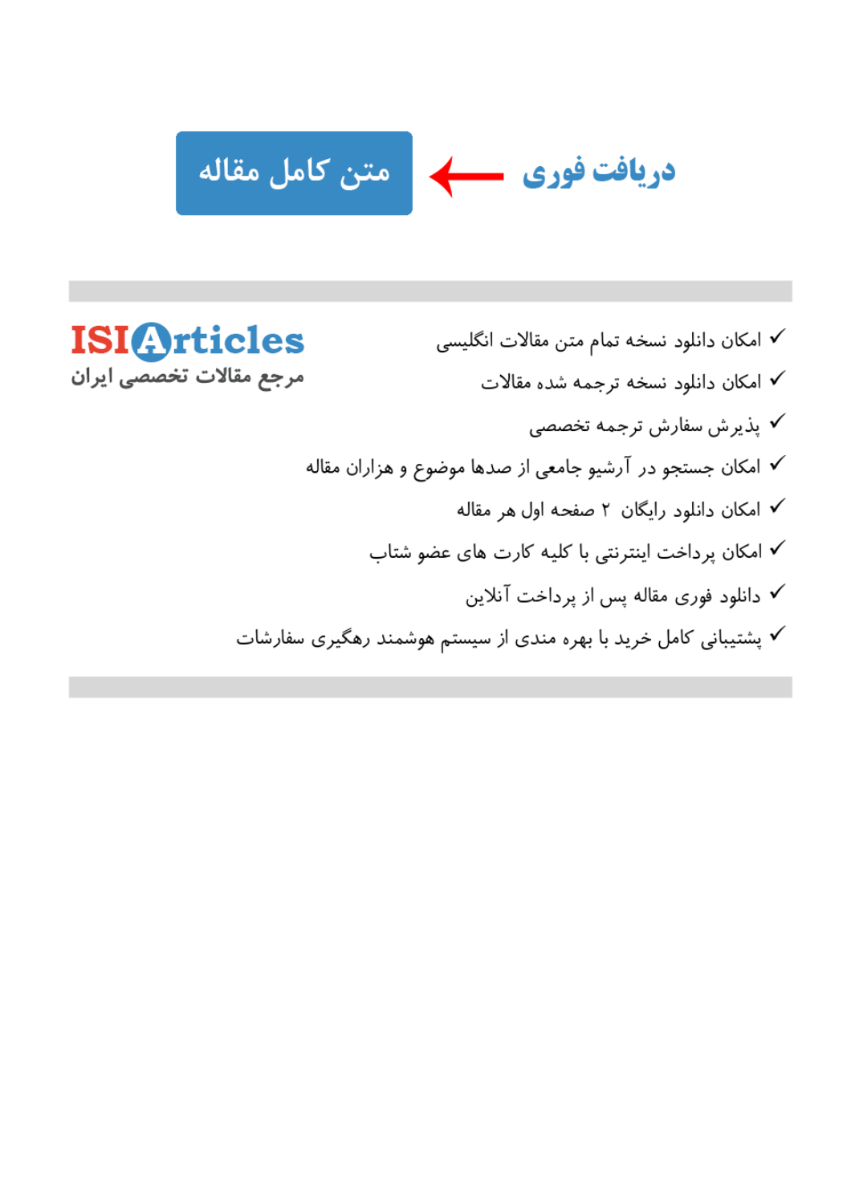دریافت فوری ← متن کامل مقاله

**ISIArticles**
مرجع مقالات تخصصی ایران

- ✓ امکان دانلود نسخه تمام متن مقالات انگلیسی
- ✓ امکان دانلود نسخه ترجمه شده مقالات
- ✓ پذیرش سفارش ترجمه تخصصی
- ✓ امکان جستجو در آرشیو جامعی از صدها موضوع و هزاران مقاله
- ✓ امکان دانلود رایگان ۲ صفحه اول هر مقاله
- ✓ امکان پرداخت اینترنتی با کلیه کارت های عضو شتاب
- ✓ دانلود فوری مقاله پس از پرداخت آنلاین
- ✓ پشتیبانی کامل خرید با بهره مندی از سیستم هوشمند رهگیری سفارشات